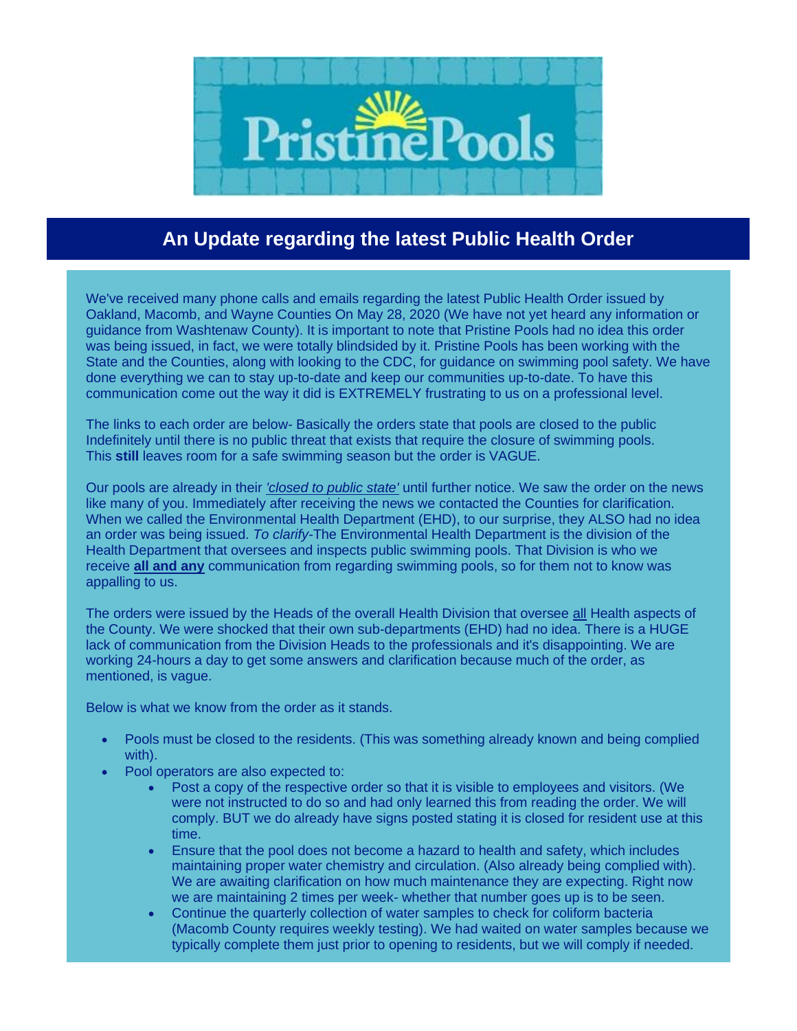# Pristine Pools

## An Update regarding the latest Public Health Order

We've received many phone calls and emails regarding the latest Public Health Order issued by Oakland, Macomb, and Wayne Counties On May 28, 2020 (We have not yet heard any information or guidance from Washtenaw County). It is important to note that Pristine Pools had no idea this order was being issued, in fact, we were totally blindsided by it. Pristine Pools has been working with the State and the Counties, along with looking to the CDC, for guidance on swimming pool safety. We have done everything we can to stay up-to-date and keep our communities up-to-date. To have this communication come out the way it did is EXTREMELY frustrating to us on a professional level.

The links to each order are below- Basically the orders state that pools are closed to the public Indefinitely until there is no public threat that exists that require the closure of swimming pools. This **still** leaves room for a safe swimming season but the order is VAGUE.

Our pools are already in their *'closed to public state'* until further notice. We saw the order on the news like many of you. Immediately after receiving the news we contacted the Counties for clarification. When we called the Environmental Health Department (EHD), to our surprise, they ALSO had no idea an order was being issued. *To clarify*-The Environmental Health Department is the division of the Health Department that oversees and inspects public swimming pools. That Division is who we receive **all and any** communication from regarding swimming pools, so for them not to know was appalling to us.

The orders were issued by the Heads of the overall Health Division that oversee all Health aspects of the County. We were shocked that their own sub-departments (EHD) had no idea. There is a HUGE lack of communication from the Division Heads to the professionals and it's disappointing. We are working 24-hours a day to get some answers and clarification because much of the order, as mentioned, is vague.

Below is what we know from the order as it stands.

- Pools must be closed to the residents. (This was something already known and being complied with).
- Pool operators are also expected to:
  - Post a copy of the respective order so that it is visible to employees and visitors. (We were not instructed to do so and had only learned this from reading the order. We will comply. BUT we do already have signs posted stating it is closed for resident use at this time.
  - Ensure that the pool does not become a hazard to health and safety, which includes maintaining proper water chemistry and circulation. (Also already being complied with). We are awaiting clarification on how much maintenance they are expecting. Right now we are maintaining 2 times per week- whether that number goes up is to be seen.
  - Continue the quarterly collection of water samples to check for coliform bacteria (Macomb County requires weekly testing). We had waited on water samples because we typically complete them just prior to opening to residents, but we will comply if needed.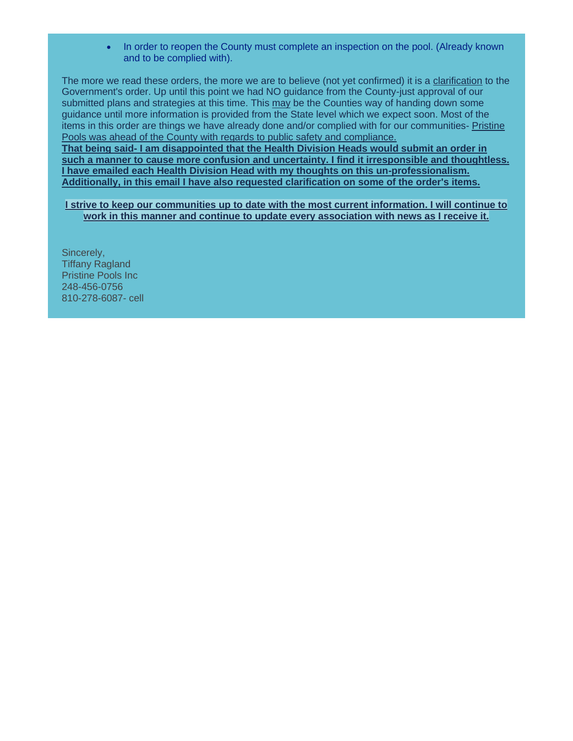- In order to reopen the County must complete an inspection on the pool. (Already known and to be complied with).

The more we read these orders, the more we are to believe (not yet confirmed) it is a clarification to the Government's order. Up until this point we had NO guidance from the County-just approval of our submitted plans and strategies at this time. This may be the Counties way of handing down some guidance until more information is provided from the State level which we expect soon. Most of the items in this order are things we have already done and/or complied with for our communities- Pristine Pools was ahead of the County with regards to public safety and compliance.
**That being said- I am disappointed that the Health Division Heads would submit an order in such a manner to cause more confusion and uncertainty. I find it irresponsible and thoughtless. I have emailed each Health Division Head with my thoughts on this un-professionalism. Additionally, in this email I have also requested clarification on some of the order's items.**

**I strive to keep our communities up to date with the most current information. I will continue to work in this manner and continue to update every association with news as I receive it.**

Sincerely,
Tiffany Ragland
Pristine Pools Inc
248-456-0756
810-278-6087- cell